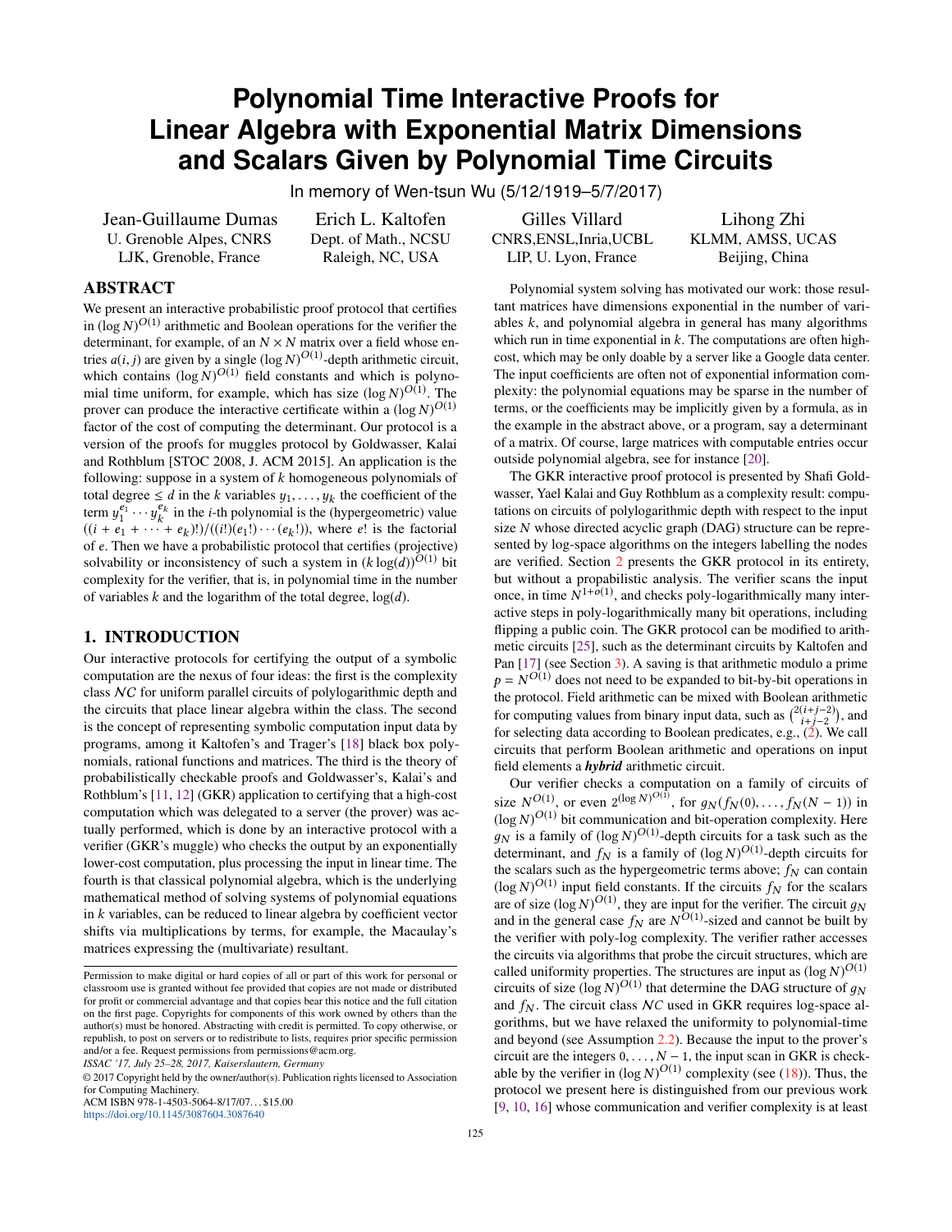# Polynomial Time Interactive Proofs for Linear Algebra with Exponential Matrix Dimensions and Scalars Given by Polynomial Time Circuits

In memory of Wen-tsun Wu (5/12/1919–5/7/2017)

Jean-Guillaume Dumas
U. Grenoble Alpes, CNRS
LJK, Grenoble, France

Erich L. Kaltofen
Dept. of Math., NCSU
Raleigh, NC, USA

Gilles Villard
CNRS,ENSL,Inria,UCBL
LIP, U. Lyon, France

Lihong Zhi
KLMM, AMSS, UCAS
Beijing, China

## ABSTRACT

We present an interactive probabilistic proof protocol that certifies in $(\log N)^{O(1)}$ arithmetic and Boolean operations for the verifier the determinant, for example, of an $N \times N$ matrix over a field whose entries $a(i, j)$ are given by a single $(\log N)^{O(1)}$-depth arithmetic circuit, which contains $(\log N)^{O(1)}$ field constants and which is polynomial time uniform, for example, which has size $(\log N)^{O(1)}$. The prover can produce the interactive certificate within a $(\log N)^{O(1)}$ factor of the cost of computing the determinant. Our protocol is a version of the proofs for muggles protocol by Goldwasser, Kalai and Rothblum [STOC 2008, J. ACM 2015]. An application is the following: suppose in a system of $k$ homogeneous polynomials of total degree $\leq d$ in the $k$ variables $y_1, \ldots, y_k$ the coefficient of the term $y_1^{e_1} \cdots y_k^{e_k}$ in the $i$-th polynomial is the (hypergeometric) value $((i + e_1 + \cdots + e_k)!)/((i!)(e_1!) \cdots (e_k!))$, where $e!$ is the factorial of $e$. Then we have a probabilistic protocol that certifies (projective) solvability or inconsistency of such a system in $(k \log(d))^{O(1)}$ bit complexity for the verifier, that is, in polynomial time in the number of variables $k$ and the logarithm of the total degree, $\log(d)$.

## 1. INTRODUCTION

Our interactive protocols for certifying the output of a symbolic computation are the nexus of four ideas: the first is the complexity class $\mathcal{NC}$ for uniform parallel circuits of polylogarithmic depth and the circuits that place linear algebra within the class. The second is the concept of representing symbolic computation input data by programs, among it Kaltofen's and Trager's [18] black box polynomials, rational functions and matrices. The third is the theory of probabilistically checkable proofs and Goldwasser's, Kalai's and Rothblum's [11, 12] (GKR) application to certifying that a high-cost computation which was delegated to a server (the prover) was actually performed, which is done by an interactive protocol with a verifier (GKR's muggle) who checks the output by an exponentially lower-cost computation, plus processing the input in linear time. The fourth is that classical polynomial algebra, which is the underlying mathematical method of solving systems of polynomial equations in $k$ variables, can be reduced to linear algebra by coefficient vector shifts via multiplications by terms, for example, the Macaulay's matrices expressing the (multivariate) resultant.

Polynomial system solving has motivated our work: those resultant matrices have dimensions exponential in the number of variables $k$, and polynomial algebra in general has many algorithms which run in time exponential in $k$. The computations are often high-cost, which may be only doable by a server like a Google data center. The input coefficients are often not of exponential information complexity: the polynomial equations may be sparse in the number of terms, or the coefficients may be implicitly given by a formula, as in the example in the abstract above, or a program, say a determinant of a matrix. Of course, large matrices with computable entries occur outside polynomial algebra, see for instance [20].

The GKR interactive proof protocol is presented by Shafi Goldwasser, Yael Kalai and Guy Rothblum as a complexity result: computations on circuits of polylogarithmic depth with respect to the input size $N$ whose directed acyclic graph (DAG) structure can be represented by log-space algorithms on the integers labelling the nodes are verified. Section 2 presents the GKR protocol in its entirety, but without a propabilistic analysis. The verifier scans the input once, in time $N^{1+o(1)}$, and checks poly-logarithmically many interactive steps in poly-logarithmically many bit operations, including flipping a public coin. The GKR protocol can be modified to arithmetic circuits [25], such as the determinant circuits by Kaltofen and Pan [17] (see Section 3). A saving is that arithmetic modulo a prime $p = N^{O(1)}$ does not need to be expanded to bit-by-bit operations in the protocol. Field arithmetic can be mixed with Boolean arithmetic for computing values from binary input data, such as $\binom{2(i+j-2)}{i+j-2}$, and for selecting data according to Boolean predicates, e.g., (2). We call circuits that perform Boolean arithmetic and operations on input field elements a ***hybrid*** arithmetic circuit.

Our verifier checks a computation on a family of circuits of size $N^{O(1)}$, or even $2^{(\log N)^{O(1)}}$, for $g_N(f_N(0), \ldots, f_N(N-1))$ in $(\log N)^{O(1)}$ bit communication and bit-operation complexity. Here $g_N$ is a family of $(\log N)^{O(1)}$-depth circuits for a task such as the determinant, and $f_N$ is a family of $(\log N)^{O(1)}$-depth circuits for the scalars such as the hypergeometric terms above; $f_N$ can contain $(\log N)^{O(1)}$ input field constants. If the circuits $f_N$ for the scalars are of size $(\log N)^{O(1)}$, they are input for the verifier. The circuit $g_N$ and in the general case $f_N$ are $N^{O(1)}$-sized and cannot be built by the verifier with poly-log complexity. The verifier rather accesses the circuits via algorithms that probe the circuit structures, which are called uniformity properties. The structures are input as $(\log N)^{O(1)}$ circuits of size $(\log N)^{O(1)}$ that determine the DAG structure of $g_N$ and $f_N$. The circuit class $\mathcal{NC}$ used in GKR requires log-space algorithms, but we have relaxed the uniformity to polynomial-time and beyond (see Assumption 2.2). Because the input to the prover's circuit are the integers $0, \ldots, N-1$, the input scan in GKR is checkable by the verifier in $(\log N)^{O(1)}$ complexity (see (18)). Thus, the protocol we present here is distinguished from our previous work [9, 10, 16] whose communication and verifier complexity is at least

Permission to make digital or hard copies of all or part of this work for personal or classroom use is granted without fee provided that copies are not made or distributed for profit or commercial advantage and that copies bear this notice and the full citation on the first page. Copyrights for components of this work owned by others than the author(s) must be honored. Abstracting with credit is permitted. To copy otherwise, or republish, to post on servers or to redistribute to lists, requires prior specific permission and/or a fee. Request permissions from permissions@acm.org.
*ISSAC '17, July 25–28, 2017, Kaiserslautern, Germany*
© 2017 Copyright held by the owner/author(s). Publication rights licensed to Association for Computing Machinery.
ACM ISBN 978-1-4503-5064-8/17/07...$15.00
https://doi.org/10.1145/3087604.3087640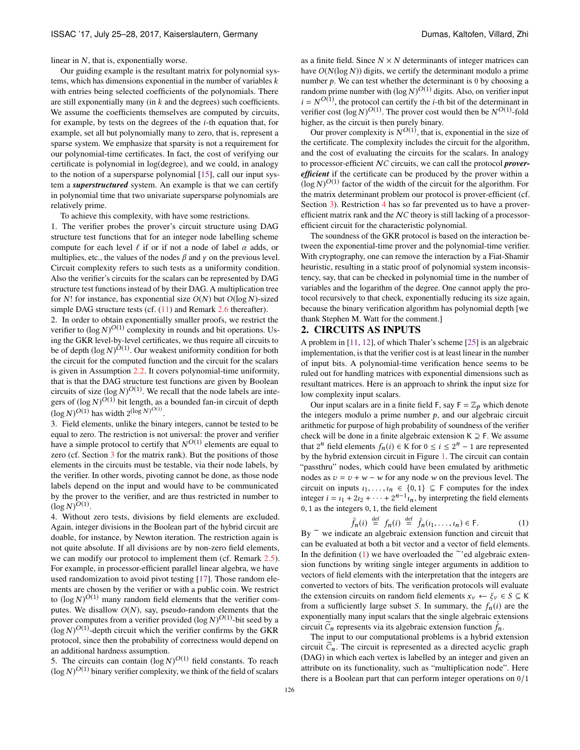linear in $N$, that is, exponentially worse.

Our guiding example is the resultant matrix for polynomial systems, which has dimensions exponential in the number of variables $k$ with entries being selected coefficients of the polynomials. There are still exponentially many (in $k$ and the degrees) such coefficients. We assume the coefficients themselves are computed by circuits, for example, by tests on the degrees of the $i$-th equation that, for example, set all but polynomially many to zero, that is, represent a sparse system. We emphasize that sparsity is not a requirement for our polynomial-time certificates. In fact, the cost of verifying our certificate is polynomial in log(degree), and we could, in analogy to the notion of a supersparse polynomial [15], call our input system a ***superstructured*** system. An example is that we can certify in polynomial time that two univariate supersparse polynomials are relatively prime.

To achieve this complexity, with have some restrictions.

1. The verifier probes the prover's circuit structure using DAG structure test functions that for an integer node labelling scheme compute for each level $\ell$ if or if not a node of label $\alpha$ adds, or multiplies, etc., the values of the nodes $\beta$ and $\gamma$ on the previous level. Circuit complexity refers to such tests as a uniformity condition. Also the verifier's circuits for the scalars can be represented by DAG structure test functions instead of by their DAG. A multiplication tree for $N!$ for instance, has exponential size $O(N)$ but $O(\log N)$-sized simple DAG structure tests (cf. (11) and Remark 2.6 thereafter).
2. In order to obtain exponentially smaller proofs, we restrict the verifier to $(\log N)^{O(1)}$ complexity in rounds and bit operations. Using the GKR level-by-level certificates, we thus require all circuits to be of depth $(\log N)^{O(1)}$. Our weakest uniformity condition for both the circuit for the computed function and the circuit for the scalars is given in Assumption 2.2. It covers polynomial-time uniformity, that is that the DAG structure test functions are given by Boolean circuits of size $(\log N)^{O(1)}$. We recall that the node labels are integers of $(\log N)^{O(1)}$ bit length, as a bounded fan-in circuit of depth $(\log N)^{O(1)}$ has width $2^{(\log N)^{O(1)}}$.
3. Field elements, unlike the binary integers, cannot be tested to be equal to zero. The restriction is not universal: the prover and verifier have a simple protocol to certify that $N^{O(1)}$ elements are equal to zero (cf. Section 3 for the matrix rank). But the positions of those elements in the circuits must be testable, via their node labels, by the verifier. In other words, pivoting cannot be done, as those node labels depend on the input and would have to be communicated by the prover to the verifier, and are thus restricted in number to $(\log N)^{O(1)}$.
4. Without zero tests, divisions by field elements are excluded. Again, integer divisions in the Boolean part of the hybrid circuit are doable, for instance, by Newton iteration. The restriction again is not quite absolute. If all divisions are by non-zero field elements, we can modify our protocol to implement them (cf. Remark 2.5). For example, in processor-efficient parallel linear algebra, we have used randomization to avoid pivot testing [17]. Those random elements are chosen by the verifier or with a public coin. We restrict to $(\log N)^{O(1)}$ many random field elements that the verifier computes. We disallow $O(N)$, say, pseudo-random elements that the prover computes from a verifier provided $(\log N)^{O(1)}$-bit seed by a $(\log N)^{O(1)}$-depth circuit which the verifier confirms by the GKR protocol, since then the probability of correctness would depend on an additional hardness assumption.
5. The circuits can contain $(\log N)^{O(1)}$ field constants. To reach $(\log N)^{O(1)}$ binary verifier complexity, we think of the field of scalars as a finite field. Since $N \times N$ determinants of integer matrices can have $O(N(\log N))$ digits, we certify the determinant modulo a prime number $p$. We can test whether the determinant is 0 by choosing a random prime number with $(\log N)^{O(1)}$ digits. Also, on verifier input $i = N^{O(1)}$, the protocol can certify the $i$-th bit of the determinant in verifier cost $(\log N)^{O(1)}$. The prover cost would then be $N^{O(1)}$-fold higher, as the circuit is then purely binary.

Our prover complexity is $N^{O(1)}$, that is, exponential in the size of the certificate. The complexity includes the circuit for the algorithm, and the cost of evaluating the circuits for the scalars. In analogy to processor-efficient $NC$ circuits, we can call the protocol ***prover-efficient*** if the certificate can be produced by the prover within a $(\log N)^{O(1)}$ factor of the width of the circuit for the algorithm. For the matrix determinant problem our protocol is prover-efficient (cf. Section 3). Restriction 4 has so far prevented us to have a prover-efficient matrix rank and the $NC$ theory is still lacking of a processor-efficient circuit for the characteristic polynomial.

The soundness of the GKR protocol is based on the interaction between the exponential-time prover and the polynomial-time verifier. With cryptography, one can remove the interaction by a Fiat-Shamir heuristic, resulting in a static proof of polynomial system inconsistency, say, that can be checked in polynomial time in the number of variables and the logarithm of the degree. One cannot apply the protocol recursively to that check, exponentially reducing its size again, because the binary verification algorithm has polynomial depth [we thank Stephen M. Watt for the comment.]

## 2. CIRCUITS AS INPUTS

A problem in [11, 12], of which Thaler's scheme [25] is an algebraic implementation, is that the verifier cost is at least linear in the number of input bits. A polynomial-time verification hence seems to be ruled out for handling matrices with exponential dimensions such as resultant matrices. Here is an approach to shrink the input size for low complexity input scalars.

Our input scalars are in a finite field $\mathsf{F}$, say $\mathsf{F} = \mathbb{Z}_p$ which denote the integers modulo a prime number $p$, and our algebraic circuit arithmetic for purpose of high probability of soundness of the verifier check will be done in a finite algebraic extension $\mathsf{K} \supseteq \mathsf{F}$. We assume that $2^n$ field elements $f_n(i) \in \mathsf{K}$ for $0 \le i \le 2^n - 1$ are represented by the hybrid extension circuit in Figure 1. The circuit can contain "passthru" nodes, which could have been emulated by arithmetic nodes as $v = v + w - w$ for any node $w$ on the previous level. The circuit on inputs $\iota_1, \ldots, \iota_n \in \{0, 1\} \subseteq \mathsf{F}$ computes for the index integer $i = \iota_1 + 2\iota_2 + \cdots + 2^{n-1}\iota_n$, by interpreting the field elements 0, 1 as the integers 0, 1, the field element

$$\tilde{f}_n(i) \overset{\text{def}}{=} f_n(i) \overset{\text{def}}{=} \tilde{f}_n(\iota_1, \ldots, \iota_n) \in \mathsf{F}. \tag{1}$$

By $\tilde{}$ we indicate an algebraic extension function and circuit that can be evaluated at both a bit vector and a vector of field elements. In the definition (1) we have overloaded the $\tilde{}$'ed algebraic extension functions by writing single integer arguments in addition to vectors of field elements with the interpretation that the integers are converted to vectors of bits. The verification protocols will evaluate the extension circuits on random field elements $x_\nu \leftarrow \xi_\nu \in S \subseteq \mathsf{K}$ from a sufficiently large subset $S$. In summary, the $f_n(i)$ are the exponentially many input scalars that the single algebraic extensions circuit $\widetilde{C}_n$ represents via its algebraic extension function $\tilde{f}_n$.

The input to our computational problems is a hybrid extension circuit $\widetilde{C}_n$. The circuit is represented as a directed acyclic graph (DAG) in which each vertex is labelled by an integer and given an attribute on its functionality, such as "multiplication node". Here there is a Boolean part that can perform integer operations on 0/1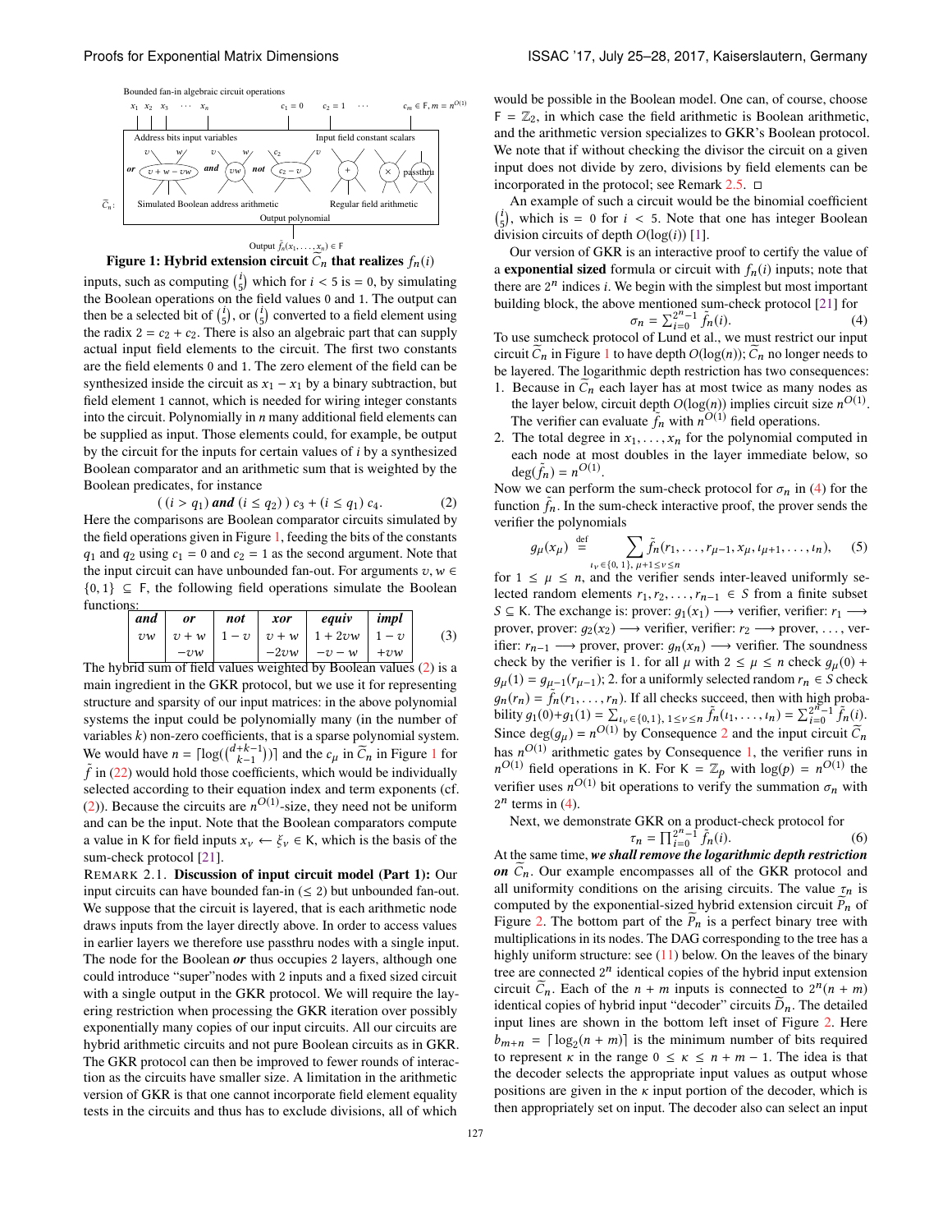Bounded fan-in algebraic circuit operations

$x_1$ $x_2$ $x_3$ $\cdots$ $x_n$ $c_1 = 0$ $c_2 = 1$ $\cdots$ $c_m \in \mathsf{F}, m = n^{O(1)}$

Address bits input variables — Input field constant scalars

$\widetilde{C}_n$: Simulated Boolean address arithmetic (or: $v + w - vw$; and: $vw$; not: $c_2 - v$) — Regular field arithmetic ($+$, $\times$, passthru)

Output polynomial

Output $\tilde{f}_n(x_1, \ldots, x_n) \in \mathsf{F}$

**Figure 1: Hybrid extension circuit $\widetilde{C}_n$ that realizes $f_n(i)$**

inputs, such as computing $\binom{i}{5}$ which for $i < 5$ is $= 0$, by simulating the Boolean operations on the field values 0 and 1. The output can then be a selected bit of $\binom{i}{5}$, or $\binom{i}{5}$ converted to a field element using the radix $2 = c_2 + c_2$. There is also an algebraic part that can supply actual input field elements to the circuit. The first two constants are the field elements 0 and 1. The zero element of the field can be synthesized inside the circuit as $x_1 - x_1$ by a binary subtraction, but field element 1 cannot, which is needed for wiring integer constants into the circuit. Polynomially in $n$ many additional field elements can be supplied as input. Those elements could, for example, be output by the circuit for the inputs for certain values of $i$ by a synthesized Boolean comparator and an arithmetic sum that is weighted by the Boolean predicates, for instance

$$((i > q_1) \textbf{ and } (i \le q_2))\, c_3 + (i \le q_1)\, c_4. \tag{2}$$

Here the comparisons are Boolean comparator circuits simulated by the field operations given in Figure 1, feeding the bits of the constants $q_1$ and $q_2$ using $c_1 = 0$ and $c_2 = 1$ as the second argument. Note that the input circuit can have unbounded fan-out. For arguments $v, w \in \{0, 1\} \subseteq \mathsf{F}$, the following field operations simulate the Boolean functions:

| ***and*** | ***or*** | ***not*** | ***xor*** | ***equiv*** | ***impl*** |
|---|---|---|---|---|---|
| $vw$ | $v + w$ $-vw$ | $1 - v$ | $v + w$ $-2vw$ | $1 + 2vw$ $-v - w$ | $1 - v$ $+vw$ |

(3)

The hybrid sum of field values weighted by Boolean values (2) is a main ingredient in the GKR protocol, but we use it for representing structure and sparsity of our input matrices: in the above polynomial systems the input could be polynomially many (in the number of variables $k$) non-zero coefficients, that is a sparse polynomial system. We would have $n = \lceil \log(\binom{d+k-1}{k-1}) \rceil$ and the $c_\mu$ in $\widetilde{C}_n$ in Figure 1 for $\tilde{f}$ in (22) would hold those coefficients, which would be individually selected according to their equation index and term exponents (cf. (2)). Because the circuits are $n^{O(1)}$-size, they need not be uniform and can be the input. Note that the Boolean comparators compute a value in K for field inputs $x_\nu \leftarrow \xi_\nu \in \mathsf{K}$, which is the basis of the sum-check protocol [21].

REMARK 2.1. **Discussion of input circuit model (Part 1):** Our input circuits can have bounded fan-in ($\le 2$) but unbounded fan-out. We suppose that the circuit is layered, that is each arithmetic node draws inputs from the layer directly above. In order to access values in earlier layers we therefore use passthru nodes with a single input. The node for the Boolean ***or*** thus occupies 2 layers, although one could introduce "super"nodes with 2 inputs and a fixed sized circuit with a single output in the GKR protocol. We will require the layering restriction when processing the GKR iteration over possibly exponentially many copies of our input circuits. All our circuits are hybrid arithmetic circuits and not pure Boolean circuits as in GKR. The GKR protocol can then be improved to fewer rounds of interaction as the circuits have smaller size. A limitation in the arithmetic version of GKR is that one cannot incorporate field element equality tests in the circuits and thus has to exclude divisions, all of which would be possible in the Boolean model. One can, of course, choose $\mathsf{F} = \mathbb{Z}_2$, in which case the field arithmetic is Boolean arithmetic, and the arithmetic version specializes to GKR's Boolean protocol. We note that if without checking the divisor the circuit on a given input does not divide by zero, divisions by field elements can be incorporated in the protocol; see Remark 2.5. □

An example of such a circuit would be the binomial coefficient $\binom{i}{5}$, which is $= 0$ for $i < 5$. Note that one has integer Boolean division circuits of depth $O(\log(i))$ [1].

Our version of GKR is an interactive proof to certify the value of a **exponential sized** formula or circuit with $f_n(i)$ inputs; note that there are $2^n$ indices $i$. We begin with the simplest but most important building block, the above mentioned sum-check protocol [21] for

$$\sigma_n = \textstyle\sum_{i=0}^{2^n-1} \tilde{f}_n(i). \tag{4}$$

To use sumcheck protocol of Lund et al., we must restrict our input circuit $\widetilde{C}_n$ in Figure 1 to have depth $O(\log(n))$; $\widetilde{C}_n$ no longer needs to be layered. The logarithmic depth restriction has two consequences:

1. Because in $\widetilde{C}_n$ each layer has at most twice as many nodes as the layer below, circuit depth $O(\log(n))$ implies circuit size $n^{O(1)}$. The verifier can evaluate $\tilde{f}_n$ with $n^{O(1)}$ field operations.
2. The total degree in $x_1, \ldots, x_n$ for the polynomial computed in each node at most doubles in the layer immediate below, so $\deg(\tilde{f}_n) = n^{O(1)}$.

Now we can perform the sum-check protocol for $\sigma_n$ in (4) for the function $\tilde{f}_n$. In the sum-check interactive proof, the prover sends the verifier the polynomials

$$g_\mu(x_\mu) \stackrel{\text{def}}{=} \sum_{\iota_\nu \in \{0,1\},\, \mu+1 \le \nu \le n} \tilde{f}_n(r_1, \ldots, r_{\mu-1}, x_\mu, \iota_{\mu+1}, \ldots, \iota_n), \tag{5}$$

for $1 \le \mu \le n$, and the verifier sends inter-leaved uniformly selected random elements $r_1, r_2, \ldots, r_{n-1} \in S$ from a finite subset $S \subseteq \mathsf{K}$. The exchange is: prover: $g_1(x_1) \longrightarrow$ verifier, verifier: $r_1 \longrightarrow$ prover, prover: $g_2(x_2) \longrightarrow$ verifier, verifier: $r_2 \longrightarrow$ prover, ..., verifier: $r_{n-1} \longrightarrow$ prover, prover: $g_n(x_n) \longrightarrow$ verifier. The soundness check by the verifier is 1. for all $\mu$ with $2 \le \mu \le n$ check $g_\mu(0) + g_\mu(1) = g_{\mu-1}(r_{\mu-1})$; 2. for a uniformly selected random $r_n \in S$ check $g_n(r_n) = \tilde{f}_n(r_1, \ldots, r_n)$. If all checks succeed, then with high probability $g_1(0) + g_1(1) = \sum_{\iota_\nu \in \{0,1\},\, 1 \le \nu \le n} \tilde{f}_n(\iota_1, \ldots, \iota_n) = \sum_{i=0}^{2^n-1} \tilde{f}_n(i)$. Since $\deg(g_\mu) = n^{O(1)}$ by Consequence 2 and the input circuit $\widetilde{C}_n$ has $n^{O(1)}$ arithmetic gates by Consequence 1, the verifier runs in $n^{O(1)}$ field operations in K. For $\mathsf{K} = \mathbb{Z}_p$ with $\log(p) = n^{O(1)}$ the verifier uses $n^{O(1)}$ bit operations to verify the summation $\sigma_n$ with $2^n$ terms in (4).

Next, we demonstrate GKR on a product-check protocol for

$$\tau_n = \textstyle\prod_{i=0}^{2^n-1} \tilde{f}_n(i). \tag{6}$$

At the same time, ***we shall remove the logarithmic depth restriction on*** $\widetilde{C}_n$. Our example encompasses all of the GKR protocol and all uniformity conditions on the arising circuits. The value $\tau_n$ is computed by the exponential-sized hybrid extension circuit $\widetilde{P}_n$ of Figure 2. The bottom part of the $\widetilde{P}_n$ is a perfect binary tree with multiplications in its nodes. The DAG corresponding to the tree has a highly uniform structure: see (11) below. On the leaves of the binary tree are connected $2^n$ identical copies of the hybrid input extension circuit $\widetilde{C}_n$. Each of the $n + m$ inputs is connected to $2^n(n + m)$ identical copies of hybrid input "decoder" circuits $\widetilde{D}_n$. The detailed input lines are shown in the bottom left inset of Figure 2. Here $b_{m+n} = \lceil \log_2(n + m) \rceil$ is the minimum number of bits required to represent $\kappa$ in the range $0 \le \kappa \le n + m - 1$. The idea is that the decoder selects the appropriate input values as output whose positions are given in the $\kappa$ input portion of the decoder, which is then appropriately set on input. The decoder also can select an input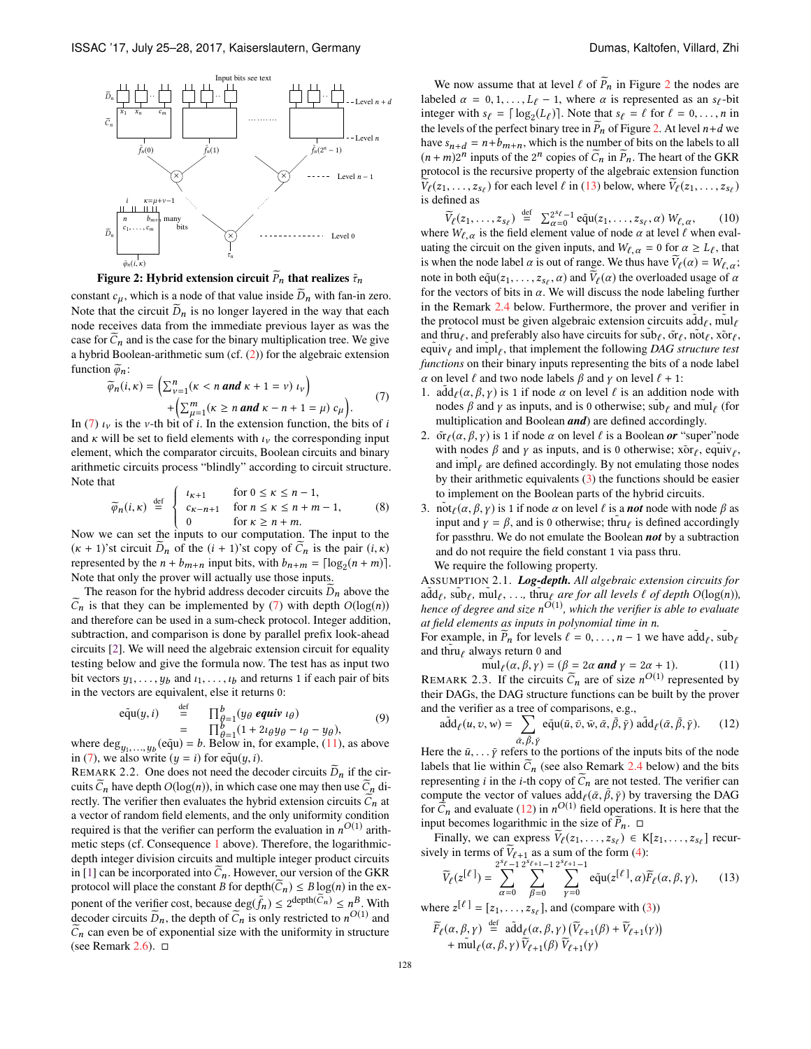Figure 2: Hybrid extension circuit $\widetilde{P}_n$ that realizes $\tilde{\tau}_n$

constant $c_\mu$, which is a node of that value inside $\widetilde{D}_n$ with fan-in zero. Note that the circuit $\widetilde{D}_n$ is no longer layered in the way that each node receives data from the immediate previous layer as was the case for $\widetilde{C}_n$ and is the case for the binary multiplication tree. We give a hybrid Boolean-arithmetic sum (cf. (2)) for the algebraic extension function $\widetilde{\varphi}_n$:

$$\widetilde{\varphi}_n(i,\kappa) = \Big(\sum_{\nu=1}^{n} (\kappa < n \textbf{ and } \kappa + 1 = \nu)\ \iota_\nu\Big) + \Big(\sum_{\mu=1}^{m} (\kappa \ge n \textbf{ and } \kappa - n + 1 = \mu)\ c_\mu\Big). \tag{7}$$

In (7) $\iota_\nu$ is the $\nu$-th bit of $i$. In the extension function, the bits of $i$ and $\kappa$ will be set to field elements with $\iota_\nu$ the corresponding input element, which the comparator circuits, Boolean circuits and binary arithmetic circuits process "blindly" according to circuit structure. Note that

$$\widetilde{\varphi}_n(i,\kappa) \stackrel{\text{def}}{=} \begin{cases} \iota_{\kappa+1} & \text{for } 0 \le \kappa \le n-1, \\ c_{\kappa-n+1} & \text{for } n \le \kappa \le n+m-1, \\ 0 & \text{for } \kappa \ge n+m. \end{cases} \tag{8}$$

Now we can set the inputs to our computation. The input to the $(\kappa+1)$'st circuit $\widetilde{D}_n$ of the $(i+1)$'st copy of $\widetilde{C}_n$ is the pair $(i,\kappa)$ represented by the $n + b_{m+n}$ input bits, with $b_{n+m} = \lceil \log_2(n+m) \rceil$. Note that only the prover will actually use those inputs.

The reason for the hybrid address decoder circuits $\widetilde{D}_n$ above the $\widetilde{C}_n$ is that they can be implemented by (7) with depth $O(\log(n))$ and therefore can be used in a sum-check protocol. Integer addition, subtraction, and comparison is done by parallel prefix look-ahead circuits [2]. We will need the algebraic extension circuit for equality testing below and give the formula now. The test has as input two bit vectors $y_1,\ldots,y_b$ and $\iota_1,\ldots,\iota_b$ and returns 1 if each pair of bits in the vectors are equivalent, else it returns 0:

$$\begin{aligned} \tilde{\text{eq}}(y,i) &\stackrel{\text{def}}{=} \prod_{\theta=1}^{b} (y_\theta \textbf{ equiv } \iota_\theta) \\ &= \prod_{\theta=1}^{b} (1 + 2\iota_\theta y_\theta - \iota_\theta - y_\theta), \end{aligned} \tag{9}$$

where $\deg_{y_1,\ldots,y_b}(\tilde{\text{eq}}) = b$. Below in, for example, (11), as above in (7), we also write $(y = i)$ for $\tilde{\text{eq}}(y,i)$.

Remark 2.2. One does not need the decoder circuits $\widetilde{D}_n$ if the circuits $\widetilde{C}_n$ have depth $O(\log(n))$, in which case one may then use $\widetilde{C}_n$ directly. The verifier then evaluates the hybrid extension circuits $\widetilde{C}_n$ at a vector of random field elements, and the only uniformity condition required is that the verifier can perform the evaluation in $n^{O(1)}$ arithmetic steps (cf. Consequence 1 above). Therefore, the logarithmic-depth integer division circuits and multiple integer product circuits in [1] can be incorporated into $\widetilde{C}_n$. However, our version of the GKR protocol will place the constant $B$ for $\text{depth}(\widetilde{C}_n) \le B\log(n)$ in the exponent of the verifier cost, because $\deg(\tilde{f}_n) \le 2^{\text{depth}(\widetilde{C}_n)} \le n^B$. With decoder circuits $\widetilde{D}_n$, the depth of $\widetilde{C}_n$ is only restricted to $n^{O(1)}$ and $\widetilde{C}_n$ can even be of exponential size with the uniformity in structure (see Remark 2.6). □

We now assume that at level $\ell$ of $\widetilde{P}_n$ in Figure 2 the nodes are labeled $\alpha = 0,1,\ldots,L_\ell - 1$, where $\alpha$ is represented as an $s_\ell$-bit integer with $s_\ell = \lceil \log_2(L_\ell) \rceil$. Note that $s_\ell = \ell$ for $\ell = 0,\ldots,n$ in the levels of the perfect binary tree in $\widetilde{P}_n$ of Figure 2. At level $n+d$ we have $s_{n+d} = n + b_{m+n}$, which is the number of bits on the labels to all $(n+m)2^n$ inputs of the $2^n$ copies of $\widetilde{C}_n$ in $\widetilde{P}_n$. The heart of the GKR protocol is the recursive property of the algebraic extension function $\widetilde{V}_\ell(z_1,\ldots,z_{s_\ell})$ for each level $\ell$ in (13) below, where $\widetilde{V}_\ell(z_1,\ldots,z_{s_\ell})$ is defined as

$$\widetilde{V}_\ell(z_1,\ldots,z_{s_\ell}) \stackrel{\text{def}}{=} \sum_{\alpha=0}^{2^{s_\ell}-1} \tilde{\text{eq}}(z_1,\ldots,z_{s_\ell},\alpha)\ W_{\ell,\alpha}, \tag{10}$$

where $W_{\ell,\alpha}$ is the field element value of node $\alpha$ at level $\ell$ when evaluating the circuit on the given inputs, and $W_{\ell,\alpha} = 0$ for $\alpha \ge L_\ell$, that is when the node label $\alpha$ is out of range. We thus have $\widetilde{V}_\ell(\alpha) = W_{\ell,\alpha}$; note in both $\tilde{\text{eq}}(z_1,\ldots,z_{s_\ell},\alpha)$ and $\widetilde{V}_\ell(\alpha)$ the overloaded usage of $\alpha$ for the vectors of bits in $\alpha$. We will discuss the node labeling further in the Remark 2.4 below. Furthermore, the prover and verifier in the protocol must be given algebraic extension circuits $\tilde{\text{add}}_\ell$, $\tilde{\text{mul}}_\ell$ and $\tilde{\text{thru}}_\ell$, and preferably also have circuits for $\tilde{\text{sub}}_\ell$, $\tilde{\text{or}}_\ell$, $\tilde{\text{not}}_\ell$, $\tilde{\text{xor}}_\ell$, $\tilde{\text{equiv}}_\ell$ and $\tilde{\text{impl}}_\ell$, that implement the following *DAG structure test functions* on their binary inputs representing the bits of a node label $\alpha$ on level $\ell$ and two node labels $\beta$ and $\gamma$ on level $\ell+1$:

1. $\tilde{\text{add}}_\ell(\alpha,\beta,\gamma)$ is 1 if node $\alpha$ on level $\ell$ is an addition node with nodes $\beta$ and $\gamma$ as inputs, and is 0 otherwise; $\tilde{\text{sub}}_\ell$ and $\tilde{\text{mul}}_\ell$ (for multiplication and Boolean ***and***) are defined accordingly.
2. $\tilde{\text{or}}_\ell(\alpha,\beta,\gamma)$ is 1 if node $\alpha$ on level $\ell$ is a Boolean ***or*** "super"node with nodes $\beta$ and $\gamma$ as inputs, and is 0 otherwise; $\tilde{\text{xor}}_\ell$, $\tilde{\text{equiv}}_\ell$, and $\tilde{\text{impl}}_\ell$ are defined accordingly. By not emulating those nodes by their arithmetic equivalents (3) the functions should be easier to implement on the Boolean parts of the hybrid circuits.
3. $\tilde{\text{not}}_\ell(\alpha,\beta,\gamma)$ is 1 if node $\alpha$ on level $\ell$ is a ***not*** node with node $\beta$ as input and $\gamma = \beta$, and is 0 otherwise; $\tilde{\text{thru}}_\ell$ is defined accordingly for passthru. We do not emulate the Boolean ***not*** by a subtraction and do not require the field constant 1 via pass thru.

We require the following property.

Assumption 2.1. ***Log-depth.*** *All algebraic extension circuits for* $\tilde{\text{add}}_\ell$, $\tilde{\text{sub}}_\ell$, $\tilde{\text{mul}}_\ell$, $\ldots$, $\tilde{\text{thru}}_\ell$ *are for all levels* $\ell$ *of depth* $O(\log(n))$, *hence of degree and size* $n^{O(1)}$, *which the verifier is able to evaluate at field elements as inputs in polynomial time in* $n$.

For example, in $\widetilde{P}_n$ for levels $\ell = 0,\ldots,n-1$ we have $\tilde{\text{add}}_\ell$, $\tilde{\text{sub}}_\ell$ and $\tilde{\text{thru}}_\ell$ always return 0 and

$$\tilde{\text{mul}}_\ell(\alpha,\beta,\gamma) = (\beta = 2\alpha \textbf{ and } \gamma = 2\alpha + 1). \tag{11}$$

Remark 2.3. If the circuits $\widetilde{C}_n$ are of size $n^{O(1)}$ represented by their DAGs, the DAG structure functions can be built by the prover and the verifier as a tree of comparisons, e.g.,

$$\tilde{\text{add}}_\ell(u,v,w) = \sum_{\bar{\alpha},\bar{\beta},\bar{\gamma}} \tilde{\text{eq}}(\bar{u},\bar{v},\bar{w},\bar{\alpha},\bar{\beta},\bar{\gamma})\ \tilde{\text{add}}_\ell(\bar{\alpha},\bar{\beta},\bar{\gamma}). \tag{12}$$

Here the $\bar{u},\ldots\bar{\gamma}$ refers to the portions of the inputs bits of the node labels that lie within $\widetilde{C}_n$ (see also Remark 2.4 below) and the bits representing $i$ in the $i$-th copy of $\widetilde{C}_n$ are not tested. The verifier can compute the vector of values $\tilde{\text{add}}_\ell(\bar{\alpha},\bar{\beta},\bar{\gamma})$ by traversing the DAG for $\widetilde{C}_n$ and evaluate (12) in $n^{O(1)}$ field operations. It is here that the input becomes logarithmic in the size of $\widetilde{P}_n$. □

Finally, we can express $\widetilde{V}_\ell(z_1,\ldots,z_{s_\ell}) \in \mathsf{K}[z_1,\ldots,z_{s_\ell}]$ recursively in terms of $\widetilde{V}_{\ell+1}$ as a sum of the form (4):

$$\widetilde{V}_\ell(z^{[\ell]}) = \sum_{\alpha=0}^{2^{s_\ell}-1} \sum_{\beta=0}^{2^{s_{\ell+1}}-1} \sum_{\gamma=0}^{2^{s_{\ell+1}}-1} \tilde{\text{eq}}(z^{[\ell]},\alpha) \widetilde{F}_\ell(\alpha,\beta,\gamma), \tag{13}$$

where $z^{[\ell]} = [z_1,\ldots,z_{s_\ell}]$, and (compare with (3))

$$\widetilde{F}_\ell(\alpha,\beta,\gamma) \stackrel{\text{def}}{=} \tilde{\text{add}}_\ell(\alpha,\beta,\gamma)\big(\widetilde{V}_{\ell+1}(\beta) + \widetilde{V}_{\ell+1}(\gamma)\big) + \tilde{\text{mul}}_\ell(\alpha,\beta,\gamma)\,\widetilde{V}_{\ell+1}(\beta)\,\widetilde{V}_{\ell+1}(\gamma)$$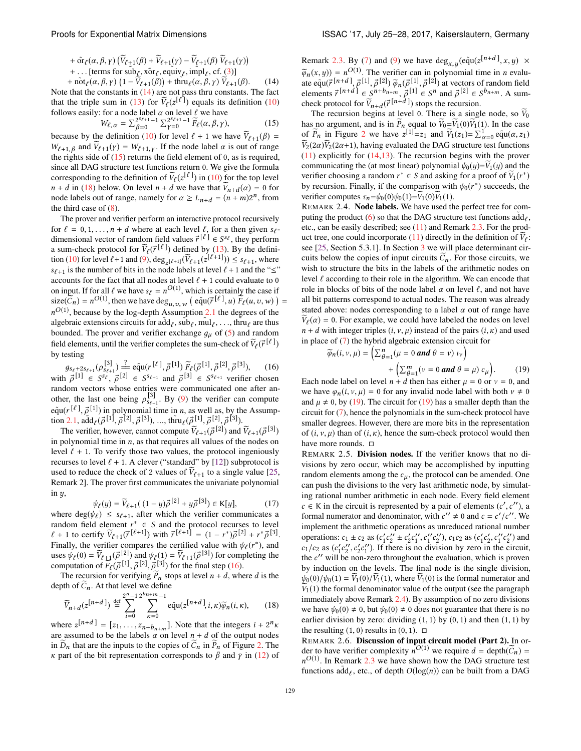$$+ \tilde{\text{or}}_\ell(\alpha, \beta, \gamma) \left( \widetilde{V}_{\ell+1}(\beta) + \widetilde{V}_{\ell+1}(\gamma) - \widetilde{V}_{\ell+1}(\beta)\, \widetilde{V}_{\ell+1}(\gamma) \right)$$
$$+ \ldots \text{ [terms for } \tilde{\text{sub}}_\ell, \tilde{\text{xor}}_\ell, \tilde{\text{equiv}}_\ell, \tilde{\text{impl}}_\ell, \text{ cf. (3)]}$$
$$+ \tilde{\text{not}}_\ell(\alpha, \beta, \gamma) \left(1 - \widetilde{V}_{\ell+1}(\beta)\right) + \tilde{\text{thru}}_\ell(\alpha, \beta, \gamma)\, \widetilde{V}_{\ell+1}(\beta). \qquad (14)$$

Note that the constants in (14) are not pass thru constants. The fact that the triple sum in (13) for $\widetilde{V}_\ell(z^{[\ell]})$ equals its definition (10) follows easily: for a node label $\alpha$ on level $\ell$ we have

$$W_{\ell,\alpha} = \sum_{\beta=0}^{2^{s_{\ell+1}}-1} \sum_{\gamma=0}^{2^{s_{\ell+1}}-1} \widetilde{F}_\ell(\alpha, \beta, \gamma), \qquad (15)$$

because by the definition (10) for level $\ell + 1$ we have $\widetilde{V}_{\ell+1}(\beta) = W_{\ell+1,\beta}$ and $\widetilde{V}_{\ell+1}(\gamma) = W_{\ell+1,\gamma}$. If the node label $\alpha$ is out of range the rights side of (15) returns the field element of 0, as is required, since all DAG structure test functions return 0. We give the formula corresponding to the definition of $\widetilde{V}_\ell(z^{[\ell]})$ in (10) for the top level $n + d$ in (18) below. On level $n + d$ we have that $\widetilde{V}_{n+d}(\alpha) = 0$ for node labels out of range, namely for $\alpha \geq L_{n+d} = (n + m)2^n$, from the third case of (8).

The prover and verifier perform an interactive protocol recursively for $\ell = 0, 1, \ldots, n + d$ where at each level $\ell$, for a then given $s_\ell$-dimensional vector of random field values $\vec{r}^{\,[\ell]} \in S^{s_\ell}$, they perform a sum-check protocol for $\widetilde{V}_\ell(\vec{r}^{\,[\ell]})$ defined by (13). By the definition (10) for level $\ell$+1 and (9), $\deg_{z^{[\ell+1]}}(\widetilde{V}_{\ell+1}(z^{[\ell+1]})) \leq s_{\ell+1}$, where $s_{\ell+1}$ is the number of bits in the node labels at level $\ell + 1$ and the "$\leq$" accounts for the fact that all nodes at level $\ell + 1$ could evaluate to 0 on input. If for all $\ell$ we have $s_\ell = n^{O(1)}$, which is certainly the case if $\text{size}(\widetilde{C}_n) = n^{O(1)}$, then we have $\deg_{u,v,w}\left( \tilde{\text{eq}}(\vec{r}^{\,[\ell]}, u)\, \widetilde{F}_\ell(u, v, w) \right) = n^{O(1)}$, because by the log-depth Assumption 2.1 the degrees of the algebraic extensions circuits for $\tilde{\text{add}}_\ell, \tilde{\text{sub}}_\ell, \tilde{\text{mul}}_\ell, \ldots, \tilde{\text{thru}}_\ell$ are thus bounded. The prover and verifier exchange $g_\mu$ of (5) and random field elements, until the verifier completes the sum-check of $\widetilde{V}_\ell(\vec{r}^{\,[\ell]})$ by testing

$$g_{s_\ell+2s_{\ell+1}}(\rho^{[3]}_{s_{\ell+1}}) \overset{?}{=\!=} \tilde{\text{eq}}(r^{[\ell]}, \vec{\rho}^{\,[1]})\, \widetilde{F}_\ell(\vec{\rho}^{\,[1]}, \vec{\rho}^{\,[2]}, \vec{\rho}^{\,[3]}), \qquad (16)$$

with $\vec{\rho}^{\,[1]} \in S^{s_\ell}$, $\vec{\rho}^{\,[2]} \in S^{s_{\ell+1}}$ and $\vec{\rho}^{\,[3]} \in S^{s_{\ell+1}}$ verifier chosen random vectors whose entries were communicated one after another, the last one being $\rho^{[3]}_{s_{\ell+1}}$. By (9) the verifier can compute $\tilde{\text{eq}}(r^{[\ell]}, \vec{\rho}^{\,[1]})$ in polynomial time in $n$, as well as, by the Assumption 2.1, $\tilde{\text{add}}_\ell(\vec{\rho}^{\,[1]}, \vec{\rho}^{\,[2]}, \vec{\rho}^{\,[3]})$, ..., $\tilde{\text{thru}}_\ell(\vec{\rho}^{\,[1]}, \vec{\rho}^{\,[2]}, \vec{\rho}^{\,[3]})$.

The verifier, however, cannot compute $\widetilde{V}_{\ell+1}(\vec{\rho}^{\,[2]})$ and $\widetilde{V}_{\ell+1}(\vec{\rho}^{\,[3]})$ in polynomial time in $n$, as that requires all values of the nodes on level $\ell + 1$. To verify those two values, the protocol ingeniously recurses to level $\ell + 1$. A clever ("standard" by [12]) subprotocol is used to reduce the check of 2 values of $\widetilde{V}_{\ell+1}$ to a single value [25, Remark 2]. The prover first communicates the univariate polynomial in $y$,

$$\psi_\ell(y) = \widetilde{V}_{\ell+1}(\,(1 - y)\vec{\rho}^{\,[2]} + y\vec{\rho}^{\,[3]}) \in \mathsf{K}[y], \qquad (17)$$

where $\deg(\psi_\ell) \leq s_{\ell+1}$, after which the verifier communicates a random field element $r^* \in S$ and the protocol recurses to level $\ell + 1$ to certify $\widetilde{V}_{\ell+1}(\vec{r}^{\,[\ell+1]})$ with $\vec{r}^{\,[\ell+1]} = (1 - r^*)\vec{\rho}^{\,[2]} + r^*\vec{\rho}^{\,[3]}$. Finally, the verifier compares the certified value with $\psi_\ell(r^*)$, and uses $\psi_\ell(0) = \widetilde{V}_{\ell+1}(\vec{\rho}^{\,[2]})$ and $\psi_\ell(1) = \widetilde{V}_{\ell+1}(\vec{\rho}^{\,[3]})$ for completing the computation of $\widetilde{F}_\ell(\vec{\rho}^{\,[1]}, \vec{\rho}^{\,[2]}, \vec{\rho}^{\,[3]})$ for the final step (16).

The recursion for verifying $\widetilde{P}_n$ stops at level $n + d$, where $d$ is the depth of $\widetilde{C}_n$. At that level we define

$$\widetilde{V}_{n+d}(z^{[n+d]}) \overset{\text{def}}{=} \sum_{i=0}^{2^n-1} \sum_{\kappa=0}^{2^{b_{n+m}}-1} \tilde{\text{eq}}(z^{[n+d]}, i, \kappa)\widetilde{\varphi}_n(i, \kappa), \qquad (18)$$

where $z^{[n+d]} = [z_1, \ldots, z_{n+b_{n+m}}]$. Note that the integers $i + 2^n\kappa$ are used to be the labels $\alpha$ on level $n + d$ of the output nodes in $\widetilde{D}_n$ that are the inputs to the copies of $\widetilde{C}_n$ in $\widetilde{P}_n$ of Figure 2. The $\kappa$ part of the bit representation corresponds to $\bar{\beta}$ and $\bar{\gamma}$ in (12) of Remark 2.3. By (7) and (9) we have $\deg_{x,y}(\tilde{\text{eq}}(z^{[n+d]}, x, y) \times \widetilde{\varphi}_n(x, y)) = n^{O(1)}$. The verifier can in polynomial time in $n$ evaluate $\tilde{\text{eq}}(\vec{r}^{\,[n+d]}, \vec{\rho}^{\,[1]}, \vec{\rho}^{\,[2]})\, \widetilde{\varphi}_n(\vec{\rho}^{\,[1]}, \vec{\rho}^{\,[2]})$ at vectors of random field elements $\vec{r}^{\,[n+d]} \in S^{n+b_{n+m}}$, $\vec{\rho}^{\,[1]} \in S^n$ and $\vec{\rho}^{\,[2]} \in S^{b_{n+m}}$. A sum-check protocol for $\widetilde{V}_{n+d}(\vec{r}^{\,[n+d]})$ stops the recursion.

The recursion begins at level 0. There is a single node, so $\widetilde{V}_0$ has no argument, and is in $\widetilde{P}_n$ equal to $\widetilde{V}_0 = \widetilde{V}_1(0)\widetilde{V}_1(1)$. In the case of $\widetilde{P}_n$ in Figure 2 we have $z^{[1]} = z_1$ and $\widetilde{V}_1(z_1) = \sum_{\alpha=0}^{1} \tilde{\text{eq}}(\alpha, z_1)\, \widetilde{V}_2(2\alpha)\widetilde{V}_2(2\alpha+1)$, having evaluated the DAG structure test functions (11) explicitly for (14,13). The recursion begins with the prover communicating the (at most linear) polynomial $\psi_0(y) = \widetilde{V}_1(y)$ and the verifier choosing a random $r^* \in S$ and asking for a proof of $\widetilde{V}_1(r^*)$ by recursion. Finally, if the comparison with $\psi_0(r^*)$ succeeds, the verifier computes $\tau_n = \psi_0(0)\psi_0(1) = \widetilde{V}_1(0)\widetilde{V}_1(1)$.

REMARK 2.4. **Node labels.** We have used the perfect tree for computing the product (6) so that the DAG structure test functions $\tilde{\text{add}}_\ell$, etc., can be easily described; see (11) and Remark 2.3. For the product tree, one could incorporate (11) directly in the definition of $\widetilde{V}_\ell$: see [25, Section 5.3.1]. In Section 3 we will place determinant circuits below the copies of input circuits $\widetilde{C}_n$. For those circuits, we wish to structure the bits in the labels of the arithmetic nodes on level $\ell$ according to their role in the algorithm. We can encode that role in blocks of bits of the node label $\alpha$ on level $\ell$, and not have all bit patterns correspond to actual nodes. The reason was already stated above: nodes corresponding to a label $\alpha$ out of range have $\widetilde{V}_\ell(\alpha) = 0$. For example, we could have labeled the nodes on level $n + d$ with integer triples $(i, \nu, \mu)$ instead of the pairs $(i, \kappa)$ and used in place of (7) the hybrid algebraic extension circuit for

$$\widetilde{\varphi}_n(i, \nu, \mu) = \left( \sum_{\theta=1}^{n} (\mu = 0 \textbf{ and } \theta = \nu)\ \iota_\nu \right) + \left( \sum_{\theta=1}^{m} (\nu = 0 \textbf{ and } \theta = \mu)\ c_\mu \right). \qquad (19)$$

Each node label on level $n + d$ then has either $\mu = 0$ or $\nu = 0$, and we have $\varphi_n(i, \nu, \mu) = 0$ for any invalid node label with both $\nu \neq 0$ and $\mu \neq 0$, by (19). The circuit for (19) has a smaller depth than the circuit for (7), hence the polynomials in the sum-check protocol have smaller degrees. However, there are more bits in the representation of $(i, \nu, \mu)$ than of $(i, \kappa)$, hence the sum-check protocol would then have more rounds. □

REMARK 2.5. **Division nodes.** If the verifier knows that no divisions by zero occur, which may be accomplished by inputting random elements among the $c_\mu$, the protocol can be amended. One can push the divisions to the very last arithmetic node, by simulating rational number arithmetic in each node. Every field element $c \in \mathsf{K}$ in the circuit is represented by a pair of elements $(c', c'')$, a formal numerator and denominator, with $c'' \neq 0$ and $c = c'/c''$. We implement the arithmetic operations as unreduced rational number operations: $c_1 \pm c_2$ as $(c_1'c_2'' \pm c_2'c_1'', c_1''c_2'')$, $c_1c_2$ as $(c_1'c_2', c_1''c_2'')$ and $c_1/c_2$ as $(c_1'c_2'', c_2'c_1'')$. If there is no division by zero in the circuit, the $c''$ will be non-zero throughout the evaluation, which is proven by induction on the levels. The final node is the single division, $\psi_0(0)/\psi_0(1) = \widetilde{V}_1(0)/\widetilde{V}_1(1)$, where $\widetilde{V}_1(0)$ is the formal numerator and $\widetilde{V}_1(1)$ the formal denominator value of the output (see the paragraph immediately above Remark 2.4). By assumption of no zero divisions we have $\psi_0(0) \neq 0$, but $\psi_0(0) \neq 0$ does not guarantee that there is no earlier division by zero: dividing $(1, 1)$ by $(0, 1)$ and then $(1, 1)$ by the resulting $(1, 0)$ results in $(0, 1)$. □

REMARK 2.6. **Discussion of input circuit model (Part 2).** In order to have verifier complexity $n^{O(1)}$ we require $d = \text{depth}(\widetilde{C}_n) = n^{O(1)}$. In Remark 2.3 we have shown how the DAG structure test functions $\tilde{\text{add}}_\ell$, etc., of depth $O(\log(n))$ can be built from a DAG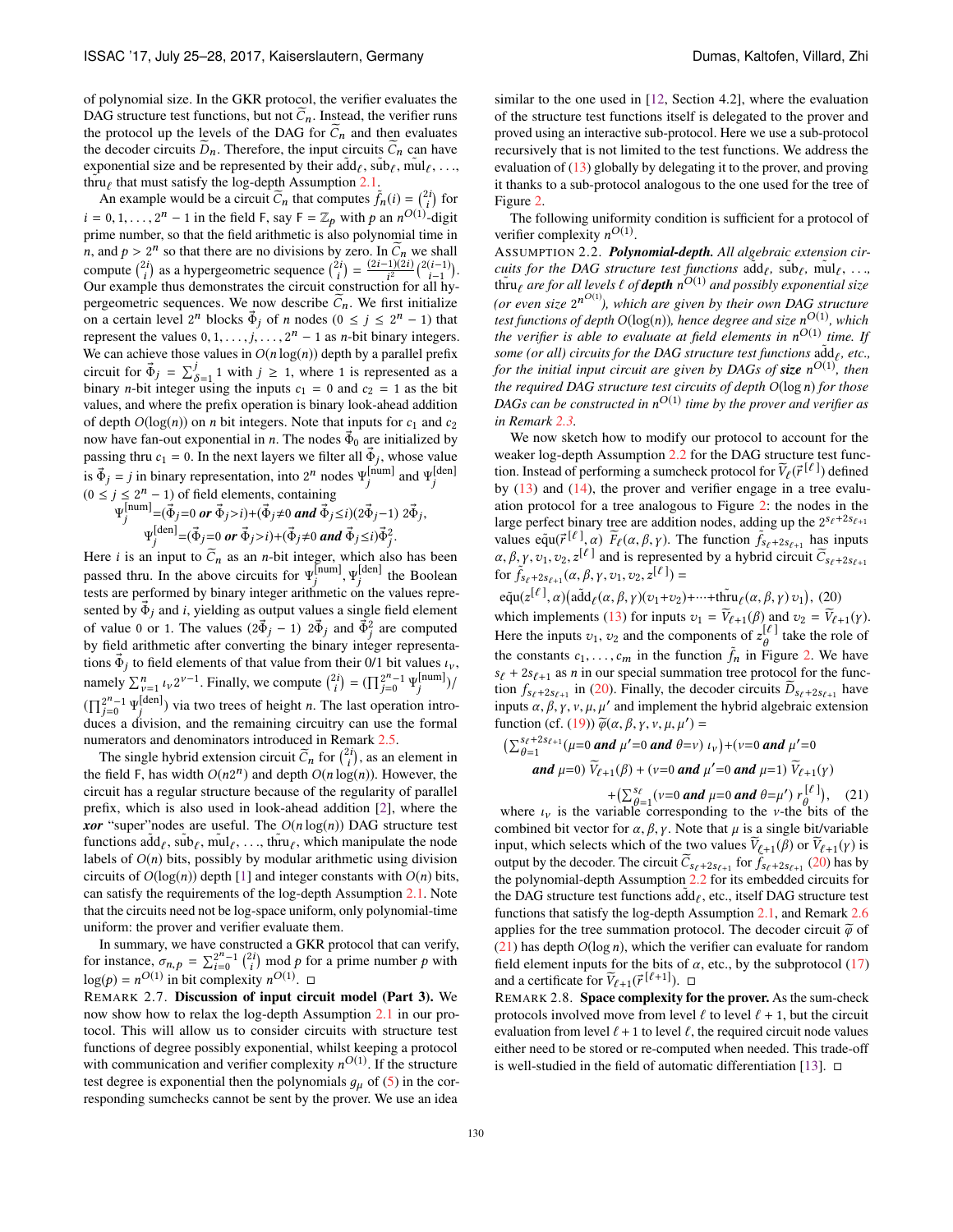of polynomial size. In the GKR protocol, the verifier evaluates the DAG structure test functions, but not $\widetilde{C}_n$. Instead, the verifier runs the protocol up the levels of the DAG for $\widetilde{C}_n$ and then evaluates the decoder circuits $\widetilde{D}_n$. Therefore, the input circuits $\widetilde{C}_n$ can have exponential size and be represented by their $\tilde{\text{add}}_\ell$, $\tilde{\text{sub}}_\ell$, $\tilde{\text{mul}}_\ell$, ..., $\tilde{\text{thru}}_\ell$ that must satisfy the log-depth Assumption 2.1.

An example would be a circuit $\widetilde{C}_n$ that computes $\tilde{f}_n(i) = \binom{2i}{i}$ for $i = 0, 1, \ldots, 2^n - 1$ in the field F, say $\mathsf{F} = \mathbb{Z}_p$ with $p$ an $n^{O(1)}$-digit prime number, so that the field arithmetic is also polynomial time in $n$, and $p > 2^n$ so that there are no divisions by zero. In $\widetilde{C}_n$ we shall compute $\binom{2i}{i}$ as a hypergeometric sequence $\binom{2i}{i} = \frac{(2i-1)(2i)}{i^2}\binom{2(i-1)}{i-1}$. Our example thus demonstrates the circuit construction for all hypergeometric sequences. We now describe $\widetilde{C}_n$. We first initialize on a certain level $2^n$ blocks $\vec{\Phi}_j$ of $n$ nodes ($0 \le j \le 2^n - 1$) that represent the values $0, 1, \ldots, j, \ldots, 2^n - 1$ as $n$-bit binary integers. We can achieve those values in $O(n \log(n))$ depth by a parallel prefix circuit for $\vec{\Phi}_j = \sum_{\delta=1}^{j} 1$ with $j \ge 1$, where 1 is represented as a binary $n$-bit integer using the inputs $c_1 = 0$ and $c_2 = 1$ as the bit values, and where the prefix operation is binary look-ahead addition of depth $O(\log(n))$ on $n$ bit integers. Note that inputs for $c_1$ and $c_2$ now have fan-out exponential in $n$. The nodes $\vec{\Phi}_0$ are initialized by passing thru $c_1 = 0$. In the next layers we filter all $\vec{\Phi}_j$, whose value is $\vec{\Phi}_j = j$ in binary representation, into $2^n$ nodes $\Psi_j^{[\text{num}]}$ and $\Psi_j^{[\text{den}]}$ ($0 \le j \le 2^n - 1$) of field elements, containing

$$\Psi_j^{[\text{num}]} = (\vec{\Phi}_j = 0 \text{ **or** } \vec{\Phi}_j > i) + (\vec{\Phi}_j \ne 0 \text{ **and** } \vec{\Phi}_j \le i)(2\vec{\Phi}_j - 1)\, 2\vec{\Phi}_j,$$

$$\Psi_j^{[\text{den}]} = (\vec{\Phi}_j = 0 \text{ **or** } \vec{\Phi}_j > i) + (\vec{\Phi}_j \ne 0 \text{ **and** } \vec{\Phi}_j \le i)\vec{\Phi}_j^2.$$

Here $i$ is an input to $\widetilde{C}_n$ as an $n$-bit integer, which also has been passed thru. In the above circuits for $\Psi_j^{[\text{num}]}, \Psi_j^{[\text{den}]}$ the Boolean tests are performed by binary integer arithmetic on the values represented by $\vec{\Phi}_j$ and $i$, yielding as output values a single field element of value 0 or 1. The values $(2\vec{\Phi}_j - 1)\, 2\vec{\Phi}_j$ and $\vec{\Phi}_j^2$ are computed by field arithmetic after converting the binary integer representations $\vec{\Phi}_j$ to field elements of that value from their 0/1 bit values $\iota_\nu$, namely $\sum_{\nu=1}^{n} \iota_\nu 2^{\nu-1}$. Finally, we compute $\binom{2i}{i} = (\prod_{j=0}^{2^n-1} \Psi_j^{[\text{num}]}) / (\prod_{j=0}^{2^n-1} \Psi_j^{[\text{den}]})$ via two trees of height $n$. The last operation introduces a division, and the remaining circuitry can use the formal numerators and denominators introduced in Remark 2.5.

The single hybrid extension circuit $\widetilde{C}_n$ for $\binom{2i}{i}$, as an element in the field F, has width $O(n2^n)$ and depth $O(n \log(n))$. However, the circuit has a regular structure because of the regularity of parallel prefix, which is also used in look-ahead addition [2], where the ***xor*** "super"nodes are useful. The $O(n \log(n))$ DAG structure test functions $\tilde{\text{add}}_\ell$, $\tilde{\text{sub}}_\ell$, $\tilde{\text{mul}}_\ell$, ..., $\tilde{\text{thru}}_\ell$, which manipulate the node labels of $O(n)$ bits, possibly by modular arithmetic using division circuits of $O(\log(n))$ depth [1] and integer constants with $O(n)$ bits, can satisfy the requirements of the log-depth Assumption 2.1. Note that the circuits need not be log-space uniform, only polynomial-time uniform: the prover and verifier evaluate them.

In summary, we have constructed a GKR protocol that can verify, for instance, $\sigma_{n,p} = \sum_{i=0}^{2^n-1} \binom{2i}{i} \bmod p$ for a prime number $p$ with $\log(p) = n^{O(1)}$ in bit complexity $n^{O(1)}$. □

REMARK 2.7. **Discussion of input circuit model (Part 3).** We now show how to relax the log-depth Assumption 2.1 in our protocol. This will allow us to consider circuits with structure test functions of degree possibly exponential, whilst keeping a protocol with communication and verifier complexity $n^{O(1)}$. If the structure test degree is exponential then the polynomials $g_\mu$ of (5) in the corresponding sumchecks cannot be sent by the prover. We use an idea similar to the one used in [12, Section 4.2], where the evaluation of the structure test functions itself is delegated to the prover and proved using an interactive sub-protocol. Here we use a sub-protocol recursively that is not limited to the test functions. We address the evaluation of (13) globally by delegating it to the prover, and proving it thanks to a sub-protocol analogous to the one used for the tree of Figure 2.

The following uniformity condition is sufficient for a protocol of verifier complexity $n^{O(1)}$.

ASSUMPTION 2.2. ***Polynomial-depth.*** *All algebraic extension circuits for the DAG structure test functions $\tilde{\text{add}}_\ell$, $\tilde{\text{sub}}_\ell$, $\tilde{\text{mul}}_\ell$, ..., $\tilde{\text{thru}}_\ell$ are for all levels $\ell$ of **depth** $n^{O(1)}$ and possibly exponential size (or even size $2^{n^{O(1)}}$), which are given by their own DAG structure test functions of depth $O(\log(n))$, hence degree and size $n^{O(1)}$, which the verifier is able to evaluate at field elements in $n^{O(1)}$ time. If some (or all) circuits for the DAG structure test functions $\tilde{\text{add}}_\ell$, etc., for the initial input circuit are given by DAGs of **size** $n^{O(1)}$, then the required DAG structure test circuits of depth $O(\log n)$ for those DAGs can be constructed in $n^{O(1)}$ time by the prover and verifier as in Remark 2.3.*

We now sketch how to modify our protocol to account for the weaker log-depth Assumption 2.2 for the DAG structure test function. Instead of performing a sumcheck protocol for $\widetilde{V}_\ell(\vec{r}^{\,[\ell]})$ defined by (13) and (14), the prover and verifier engage in a tree evaluation protocol for a tree analogous to Figure 2: the nodes in the large perfect binary tree are addition nodes, adding up the $2^{s_\ell+2s_{\ell+1}}$ values $\tilde{\text{eq}}(\vec{r}^{\,[\ell]}, \alpha)\ \widetilde{F}_\ell(\alpha, \beta, \gamma)$. The function $\tilde{f}_{s_\ell+2s_{\ell+1}}$ has inputs $\alpha, \beta, \gamma, v_1, v_2, z^{[\ell]}$ and is represented by a hybrid circuit $\widetilde{C}_{s_\ell+2s_{\ell+1}}$ for $\tilde{f}_{s_\ell+2s_{\ell+1}}(\alpha, \beta, \gamma, v_1, v_2, z^{[\ell]}) =$

$$\tilde{\text{eq}}(z^{[\ell]}, \alpha)\big(\tilde{\text{add}}_\ell(\alpha, \beta, \gamma)(v_1 + v_2) + \cdots + \tilde{\text{thru}}_\ell(\alpha, \beta, \gamma)\, v_1\big), \quad (20)$$

which implements (13) for inputs $v_1 = \widetilde{V}_{\ell+1}(\beta)$ and $v_2 = \widetilde{V}_{\ell+1}(\gamma)$. Here the inputs $v_1$, $v_2$ and the components of $z_\theta^{[\ell]}$ take the role of the constants $c_1, \ldots, c_m$ in the function $\tilde{f}_n$ in Figure 2. We have $s_\ell + 2s_{\ell+1}$ as $n$ in our special summation tree protocol for the function $f_{s_\ell+2s_{\ell+1}}$ in (20). Finally, the decoder circuits $\widetilde{D}_{s_\ell+2s_{\ell+1}}$ have inputs $\alpha, \beta, \gamma, \nu, \mu, \mu'$ and implement the hybrid algebraic extension function (cf. (19)) $\widetilde{\varphi}(\alpha, \beta, \gamma, \nu, \mu, \mu') =$

$$\big(\textstyle\sum_{\theta=1}^{s_\ell+2s_{\ell+1}} (\mu{=}0 \text{ **and** } \mu'{=}0 \text{ **and** } \theta{=}\nu)\, \iota_\nu\big) + (\nu{=}0 \text{ **and** } \mu'{=}0 \text{ **and** } \mu{=}0)\, \widetilde{V}_{\ell+1}(\beta) + (\nu{=}0 \text{ **and** } \mu'{=}0 \text{ **and** } \mu{=}1)\, \widetilde{V}_{\ell+1}(\gamma) + \big(\textstyle\sum_{\theta=1}^{s_\ell} (\nu{=}0 \text{ **and** } \mu{=}0 \text{ **and** } \theta{=}\mu')\, r_\theta^{[\ell]}\big), \quad (21)$$

where $\iota_\nu$ is the variable corresponding to the $\nu$-the bits of the combined bit vector for $\alpha, \beta, \gamma$. Note that $\mu$ is a single bit/variable input, which selects which of the two values $\widetilde{V}_{\ell+1}(\beta)$ or $\widetilde{V}_{\ell+1}(\gamma)$ is output by the decoder. The circuit $\widetilde{C}_{s_\ell+2s_{\ell+1}}$ for $\tilde{f}_{s_\ell+2s_{\ell+1}}$ (20) has by the polynomial-depth Assumption 2.2 for its embedded circuits for the DAG structure test functions $\tilde{\text{add}}_\ell$, etc., itself DAG structure test functions that satisfy the log-depth Assumption 2.1, and Remark 2.6 applies for the tree summation protocol. The decoder circuit $\widetilde{\varphi}$ of (21) has depth $O(\log n)$, which the verifier can evaluate for random field element inputs for the bits of $\alpha$, etc., by the subprotocol (17) and a certificate for $\widetilde{V}_{\ell+1}(\vec{r}^{\,[\ell+1]})$. □

REMARK 2.8. **Space complexity for the prover.** As the sum-check protocols involved move from level $\ell$ to level $\ell + 1$, but the circuit evaluation from level $\ell + 1$ to level $\ell$, the required circuit node values either need to be stored or re-computed when needed. This trade-off is well-studied in the field of automatic differentiation [13]. □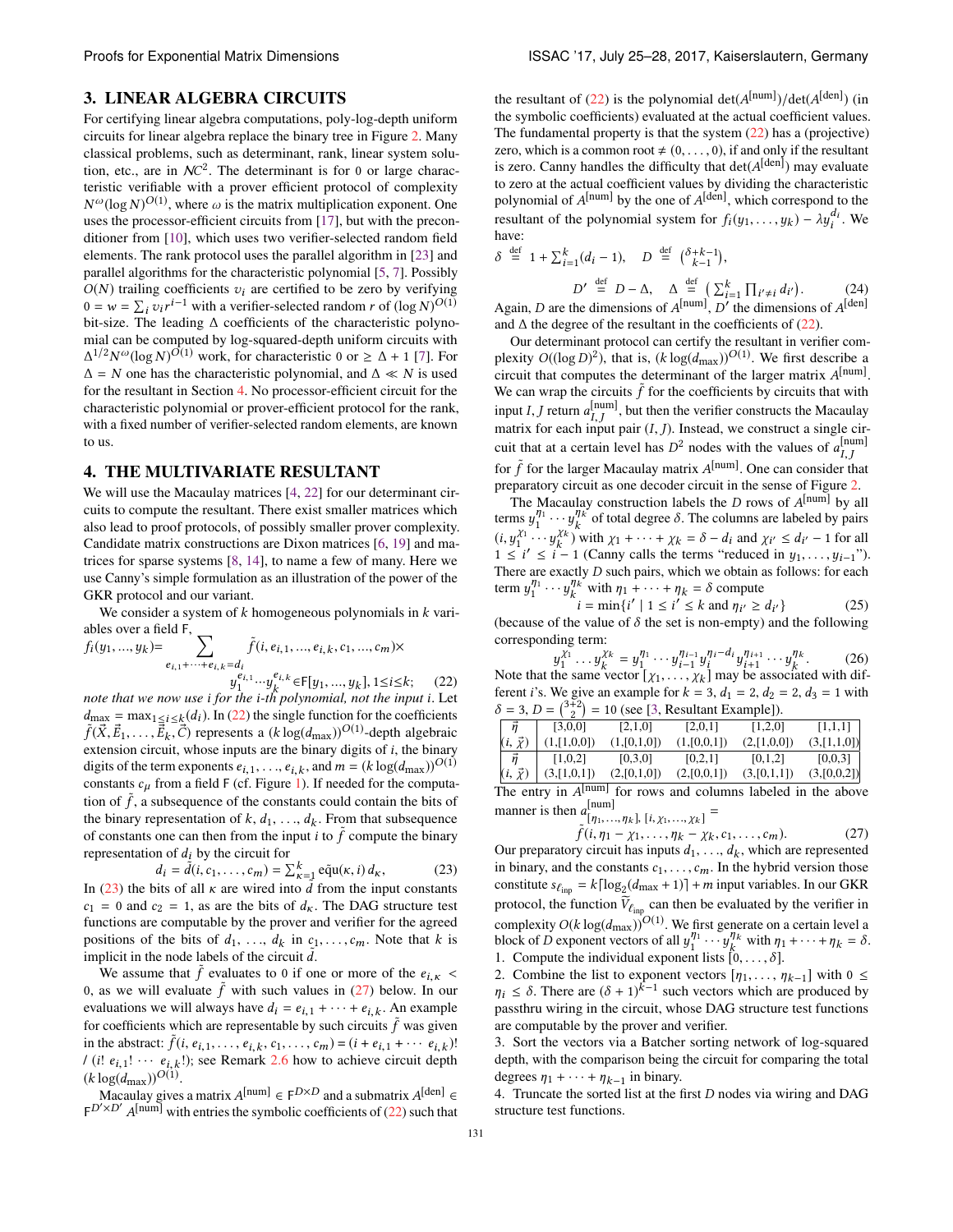## 3. LINEAR ALGEBRA CIRCUITS

For certifying linear algebra computations, poly-log-depth uniform circuits for linear algebra replace the binary tree in Figure 2. Many classical problems, such as determinant, rank, linear system solution, etc., are in $\mathcal{NC}^2$. The determinant is for 0 or large characteristic verifiable with a prover efficient protocol of complexity $N^{\omega}(\log N)^{O(1)}$, where $\omega$ is the matrix multiplication exponent. One uses the processor-efficient circuits from [17], but with the preconditioner from [10], which uses two verifier-selected random field elements. The rank protocol uses the parallel algorithm in [23] and parallel algorithms for the characteristic polynomial [5, 7]. Possibly $O(N)$ trailing coefficients $v_i$ are certified to be zero by verifying $0 = w = \sum_i v_i r^{i-1}$ with a verifier-selected random $r$ of $(\log N)^{O(1)}$ bit-size. The leading $\Delta$ coefficients of the characteristic polynomial can be computed by log-squared-depth uniform circuits with $\Delta^{1/2} N^{\omega}(\log N)^{O(1)}$ work, for characteristic 0 or $\geq \Delta + 1$ [7]. For $\Delta = N$ one has the characteristic polynomial, and $\Delta \ll N$ is used for the resultant in Section 4. No processor-efficient circuit for the characteristic polynomial or prover-efficient protocol for the rank, with a fixed number of verifier-selected random elements, are known to us.

## 4. THE MULTIVARIATE RESULTANT

We will use the Macaulay matrices [4, 22] for our determinant circuits to compute the resultant. There exist smaller matrices which also lead to proof protocols, of possibly smaller prover complexity. Candidate matrix constructions are Dixon matrices [6, 19] and matrices for sparse systems [8, 14], to name a few of many. Here we use Canny's simple formulation as an illustration of the power of the GKR protocol and our variant.

We consider a system of $k$ homogeneous polynomials in $k$ variables over a field $\mathsf{F}$,

$$f_i(y_1,\ldots,y_k) = \sum_{e_{i,1}+\cdots+e_{i,k}=d_i} \tilde{f}(i, e_{i,1},\ldots,e_{i,k}, c_1,\ldots,c_m) \times y_1^{e_{i,1}} \cdots y_k^{e_{i,k}} \in \mathsf{F}[y_1,\ldots,y_k],\ 1 \leq i \leq k; \tag{22}$$

*note that we now use $i$ for the $i$-th polynomial, not the input $i$*. Let $d_{\max} = \max_{1\leq i\leq k}(d_i)$. In (22) the single function for the coefficients $\tilde{f}(\vec{X}, \vec{E}_1, \ldots, \vec{E}_k, \vec{C})$ represents a $(k\log(d_{\max}))^{O(1)}$-depth algebraic extension circuit, whose inputs are the binary digits of $i$, the binary digits of the term exponents $e_{i,1},\ldots,e_{i,k}$, and $m = (k\log(d_{\max}))^{O(1)}$ constants $c_\mu$ from a field $\mathsf{F}$ (cf. Figure 1). If needed for the computation of $\tilde{f}$, a subsequence of the constants could contain the bits of the binary representation of $k, d_1, \ldots, d_k$. From that subsequence of constants one can then from the input $i$ to $\tilde{f}$ compute the binary representation of $d_i$ by the circuit for

$$d_i = \tilde{d}(i, c_1, \ldots, c_m) = \textstyle\sum_{\kappa=1}^{k} \tilde{\text{equ}}(\kappa, i)\, d_\kappa, \tag{23}$$

In (23) the bits of all $\kappa$ are wired into $\tilde{d}$ from the input constants $c_1 = 0$ and $c_2 = 1$, as are the bits of $d_\kappa$. The DAG structure test functions are computable by the prover and verifier for the agreed positions of the bits of $d_1, \ldots, d_k$ in $c_1, \ldots, c_m$. Note that $k$ is implicit in the node labels of the circuit $\tilde{d}$.

We assume that $\tilde{f}$ evaluates to 0 if one or more of the $e_{i,\kappa} < 0$, as we will evaluate $\tilde{f}$ with such values in (27) below. In our evaluations we will always have $d_i = e_{i,1} + \cdots + e_{i,k}$. An example for coefficients which are representable by such circuits $\tilde{f}$ was given in the abstract: $\tilde{f}(i, e_{i,1}, \ldots, e_{i,k}, c_1, \ldots, c_m) = (i + e_{i,1} + \cdots e_{i,k})!\ /\ (i!\ e_{i,1}! \cdots e_{i,k}!)$; see Remark 2.6 how to achieve circuit depth $(k\log(d_{\max}))^{O(1)}$.

Macaulay gives a matrix $A^{[\text{num}]} \in \mathsf{F}^{D\times D}$ and a submatrix $A^{[\text{den}]} \in \mathsf{F}^{D'\times D'}$ $A^{[\text{num}]}$ with entries the symbolic coefficients of (22) such that the resultant of (22) is the polynomial $\det(A^{[\text{num}]})/\det(A^{[\text{den}]})$ (in the symbolic coefficients) evaluated at the actual coefficient values. The fundamental property is that the system (22) has a (projective) zero, which is a common root $\neq (0,\ldots,0)$, if and only if the resultant is zero. Canny handles the difficulty that $\det(A^{[\text{den}]})$ may evaluate to zero at the actual coefficient values by dividing the characteristic polynomial of $A^{[\text{num}]}$ by the one of $A^{[\text{den}]}$, which correspond to the resultant of the polynomial system for $f_i(y_1,\ldots,y_k) - \lambda y_i^{d_i}$. We have:

$$\delta \overset{\text{def}}{=} 1 + \textstyle\sum_{i=1}^{k}(d_i - 1), \quad D \overset{\text{def}}{=} \binom{\delta+k-1}{k-1},$$

$$D' \overset{\text{def}}{=} D - \Delta, \quad \Delta \overset{\text{def}}{=} \left(\textstyle\sum_{i=1}^{k}\prod_{i'\neq i} d_{i'}\right). \tag{24}$$

Again, $D$ are the dimensions of $A^{[\text{num}]}$, $D'$ the dimensions of $A^{[\text{den}]}$ and $\Delta$ the degree of the resultant in the coefficients of (22).

Our determinant protocol can certify the resultant in verifier complexity $O((\log D)^2)$, that is, $(k\log(d_{\max}))^{O(1)}$. We first describe a circuit that computes the determinant of the larger matrix $A^{[\text{num}]}$. We can wrap the circuits $\tilde{f}$ for the coefficients by circuits that with input $I, J$ return $a^{[\text{num}]}_{I,J}$, but then the verifier constructs the Macaulay matrix for each input pair $(I, J)$. Instead, we construct a single circuit that at a certain level has $D^2$ nodes with the values of $a^{[\text{num}]}_{I,J}$ for $\tilde{f}$ for the larger Macaulay matrix $A^{[\text{num}]}$. One can consider that preparatory circuit as one decoder circuit in the sense of Figure 2.

The Macaulay construction labels the $D$ rows of $A^{[\text{num}]}$ by all terms $y_1^{\eta_1}\cdots y_k^{\eta_k}$ of total degree $\delta$. The columns are labeled by pairs $(i, y_1^{\chi_1}\cdots y_k^{\chi_k})$ with $\chi_1 + \cdots + \chi_k = \delta - d_i$ and $\chi_{i'} \leq d_{i'} - 1$ for all $1 \leq i' \leq i - 1$ (Canny calls the terms "reduced in $y_1, \ldots, y_{i-1}$"). There are exactly $D$ such pairs, which we obtain as follows: for each term $y_1^{\eta_1}\cdots y_k^{\eta_k}$ with $\eta_1 + \cdots + \eta_k = \delta$ compute

$$i = \min\{i' \mid 1 \leq i' \leq k \text{ and } \eta_{i'} \geq d_{i'}\} \tag{25}$$

(because of the value of $\delta$ the set is non-empty) and the following corresponding term:

$$y_1^{\chi_1}\ldots y_k^{\chi_k} = y_1^{\eta_1}\cdots y_{i-1}^{\eta_{i-1}} y_i^{\eta_i - d_i} y_{i+1}^{\eta_{i+1}}\cdots y_k^{\eta_k}. \tag{26}$$

Note that the same vector $[\chi_1, \ldots, \chi_k]$ may be associated with different $i$'s. We give an example for $k = 3$, $d_1 = 2$, $d_2 = 2$, $d_3 = 1$ with $\delta = 3$, $D = \binom{3+2}{2} = 10$ (see [3, Resultant Example]).

| $\vec{\eta}$ | [3,0,0] | [2,1,0] | [2,0,1] | [1,2,0] | [1,1,1] |
|---|---|---|---|---|---|
| $(i, \vec{\chi})$ | (1,[1,0,0]) | (1,[0,1,0]) | (1,[0,0,1]) | (2,[1,0,0]) | (3,[1,1,0]) |
| $\vec{\eta}$ | [1,0,2] | [0,3,0] | [0,2,1] | [0,1,2] | [0,0,3] |
| $(i, \vec{\chi})$ | (3,[1,0,1]) | (2,[0,1,0]) | (2,[0,0,1]) | (3,[0,1,1]) | (3,[0,0,2]) |

The entry in $A^{[\text{num}]}$ for rows and columns labeled in the above manner is then $a^{[\text{num}]}_{[\eta_1,\ldots,\eta_k],\,[i,\chi_1,\ldots,\chi_k]} =$

$$\tilde{f}(i, \eta_1 - \chi_1, \ldots, \eta_k - \chi_k, c_1, \ldots, c_m). \tag{27}$$

Our preparatory circuit has inputs $d_1, \ldots, d_k$, which are represented in binary, and the constants $c_1, \ldots, c_m$. In the hybrid version those constitute $s_{\ell_{\text{inp}}} = k\lceil\log_2(d_{\max}+1)\rceil + m$ input variables. In our GKR protocol, the function $\tilde{V}_{\ell_{\text{inp}}}$ can then be evaluated by the verifier in complexity $O(k\log(d_{\max}))^{O(1)}$. We first generate on a certain level a block of $D$ exponent vectors of all $y_1^{\eta_1}\cdots y_k^{\eta_k}$ with $\eta_1 + \cdots + \eta_k = \delta$.

1. Compute the individual exponent lists $[0, \ldots, \delta]$.
2. Combine the list to exponent vectors $[\eta_1, \ldots, \eta_{k-1}]$ with $0 \leq \eta_i \leq \delta$. There are $(\delta+1)^{k-1}$ such vectors which are produced by passthru wiring in the circuit, whose DAG structure test functions are computable by the prover and verifier.
3. Sort the vectors via a Batcher sorting network of log-squared depth, with the comparison being the circuit for comparing the total degrees $\eta_1 + \cdots + \eta_{k-1}$ in binary.
4. Truncate the sorted list at the first $D$ nodes via wiring and DAG structure test functions.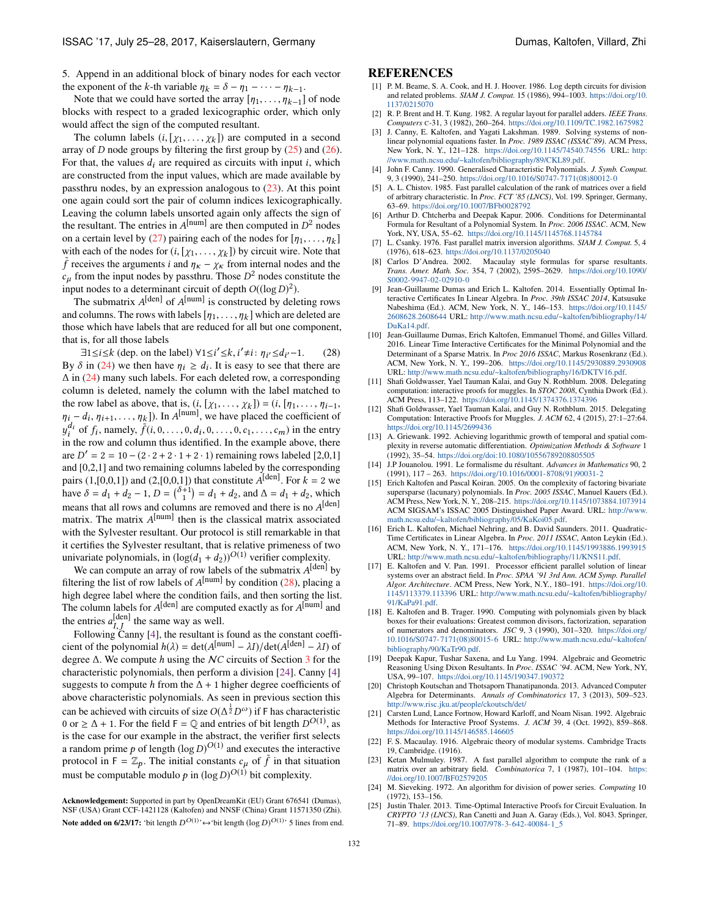5. Append in an additional block of binary nodes for each vector the exponent of the $k$-th variable $\eta_k = \delta - \eta_1 - \cdots - \eta_{k-1}$.

Note that we could have sorted the array $[\eta_1, \ldots, \eta_{k-1}]$ of node blocks with respect to a graded lexicographic order, which only would affect the sign of the computed resultant.

The column labels $(i, [\chi_1, \ldots, \chi_k])$ are computed in a second array of $D$ node groups by filtering the first group by (25) and (26). For that, the values $d_i$ are required as circuits with input $i$, which are constructed from the input values, which are made available by passthru nodes, by an expression analogous to (23). At this point one again could sort the pair of column indices lexicographically. Leaving the column labels unsorted again only affects the sign of the resultant. The entries in $A^{[\text{num}]}$ are then computed in $D^2$ nodes on a certain level by (27) pairing each of the nodes for $[\eta_1, \ldots, \eta_k]$ with each of the nodes for $(i, [\chi_1, \ldots, \chi_k])$ by circuit wire. Note that $\tilde{f}$ receives the arguments $i$ and $\eta_\kappa - \chi_\kappa$ from internal nodes and the $c_\mu$ from the input nodes by passthru. Those $D^2$ nodes constitute the input nodes to a determinant circuit of depth $O((\log D)^2)$.

The submatrix $A^{[\text{den}]}$ of $A^{[\text{num}]}$ is constructed by deleting rows and columns. The rows with labels $[\eta_1, \ldots, \eta_k]$ which are deleted are those which have labels that are reduced for all but one component, that is, for all those labels

$$\exists 1 \le i \le k \text{ (dep. on the label) } \forall 1 \le i' \le k, i' \ne i\colon \eta_{i'} \le d_{i'} - 1. \tag{28}$$

By $\delta$ in (24) we then have $\eta_i \ge d_i$. It is easy to see that there are $\Delta$ in (24) many such labels. For each deleted row, a corresponding column is deleted, namely the column with the label matched to the row label as above, that is, $(i, [\chi_1, \ldots, \chi_k]) = (i, [\eta_1, \ldots, \eta_{i-1}, \eta_i - d_i, \eta_{i+1}, \ldots, \eta_k])$. In $A^{[\text{num}]}$, we have placed the coefficient of $y_i^{d_i}$ of $f_i$, namely, $\tilde{f}(i, 0, \ldots, 0, d_i, 0, \ldots, 0, c_1, \ldots, c_m)$ in the entry in the row and column thus identified. In the example above, there are $D' = 2 = 10 - (2 \cdot 2 + 2 \cdot 1 + 2 \cdot 1)$ remaining rows labeled [2,0,1] and [0,2,1] and two remaining columns labeled by the corresponding pairs (1,[0,0,1]) and (2,[0,0,1]) that constitute $A^{[\text{den}]}$. For $k = 2$ we have $\delta = d_1 + d_2 - 1$, $D = \binom{\delta+1}{1} = d_1 + d_2$, and $\Delta = d_1 + d_2$, which means that all rows and columns are removed and there is no $A^{[\text{den}]}$ matrix. The matrix $A^{[\text{num}]}$ then is the classical matrix associated with the Sylvester resultant. Our protocol is still remarkable in that it certifies the Sylvester resultant, that is relative primeness of two univariate polynomials, in $(\log(d_1 + d_2))^{O(1)}$ verifier complexity.

We can compute an array of row labels of the submatrix $A^{[\text{den}]}$ by filtering the list of row labels of $A^{[\text{num}]}$ by condition (28), placing a high degree label where the condition fails, and then sorting the list. The column labels for $A^{[\text{den}]}$ are computed exactly as for $A^{[\text{num}]}$ and the entries $a_{I,J}^{[\text{den}]}$ the same way as well.

Following Canny [4], the resultant is found as the constant coefficient of the polynomial $h(\lambda) = \det(A^{[\text{num}]} - \lambda I)/\det(A^{[\text{den}]} - \lambda I)$ of degree $\Delta$. We compute $h$ using the $\mathcal{NC}$ circuits of Section 3 for the characteristic polynomials, then perform a division [24]. Canny [4] suggests to compute $h$ from the $\Delta + 1$ higher degree coefficients of above characteristic polynomials. As seen in previous section this can be achieved with circuits of size $O(\Delta^{\frac{1}{2}} D^{\omega})$ if $\mathsf{F}$ has characteristic 0 or $\ge \Delta + 1$. For the field $\mathsf{F} = \mathbb{Q}$ and entries of bit length $D^{O(1)}$, as is the case for our example in the abstract, the verifier first selects a random prime $p$ of length $(\log D)^{O(1)}$ and executes the interactive protocol in $\mathsf{F} = \mathbb{Z}_p$. The initial constants $c_\mu$ of $\tilde{f}$ in that situation must be computable modulo $p$ in $(\log D)^{O(1)}$ bit complexity.

**Acknowledgement:** Supported in part by OpenDreamKit (EU) Grant 676541 (Dumas), NSF (USA) Grant CCF-1421128 (Kaltofen) and NNSF (China) Grant 11571350 (Zhi).

**Note added on 6/23/17:** 'bit length $D^{O(1)}$' $\leftrightarrow$ 'bit length $(\log D)^{O(1)}$' 5 lines from end.

# REFERENCES

[1] P. M. Beame, S. A. Cook, and H. J. Hoover. 1986. Log depth circuits for division and related problems. *SIAM J. Comput.* 15 (1986), 994–1003. https://doi.org/10.1137/0215070

[2] R. P. Brent and H. T. Kung. 1982. A regular layout for parallel adders. *IEEE Trans. Computers* C-31, 3 (1982), 260–264. https://doi.org/10.1109/TC.1982.1675982

[3] J. Canny, E. Kaltofen, and Yagati Lakshman. 1989. Solving systems of non-linear polynomial equations faster. In *Proc. 1989 ISSAC (ISSAC'89)*. ACM Press, New York, N. Y., 121–128. https://doi.org/10.1145/74540.74556 URL: http://www.math.ncsu.edu/~kaltofen/bibliography/89/CKL89.pdf.

[4] John F. Canny. 1990. Generalised Characteristic Polynomials. *J. Symb. Comput.* 9, 3 (1990), 241–250. https://doi.org/10.1016/S0747-7171(08)80012-0

[5] A. L. Chistov. 1985. Fast parallel calculation of the rank of matrices over a field of arbitrary characteristic. In *Proc. FCT '85 (LNCS)*, Vol. 199. Springer, Germany, 63–69. https://doi.org/10.1007/BFb0028792

[6] Arthur D. Chtcherba and Deepak Kapur. 2006. Conditions for Determinantal Formula for Resultant of a Polynomial System. In *Proc. 2006 ISSAC*. ACM, New York, NY, USA, 55–62. https://doi.org/10.1145/1145768.1145784

[7] L. Csanky. 1976. Fast parallel matrix inversion algorithms. *SIAM J. Comput.* 5, 4 (1976), 618–623. https://doi.org/10.1137/0205040

[8] Carlos D'Andrea. 2002. Macaulay style formulas for sparse resultants. *Trans. Amer. Math. Soc.* 354, 7 (2002), 2595–2629. https://doi.org/10.1090/S0002-9947-02-02910-0

[9] Jean-Guillaume Dumas and Erich L. Kaltofen. 2014. Essentially Optimal Interactive Certificates In Linear Algebra. In *Proc. 39th ISSAC 2014*, Katsusuke Nabeshima (Ed.). ACM, New York, N. Y., 146–153. https://doi.org/10.1145/2608628.2608644 URL: http://www.math.ncsu.edu/~kaltofen/bibliography/14/DuKa14.pdf.

[10] Jean-Guillaume Dumas, Erich Kaltofen, Emmanuel Thomé, and Gilles Villard. 2016. Linear Time Interactive Certificates for the Minimal Polynomial and the Determinant of a Sparse Matrix. In *Proc 2016 ISSAC*, Markus Rosenkranz (Ed.). ACM, New York, NY, USA, 199–206. https://doi.org/10.1145/2930889.2930908 URL: http://www.math.ncsu.edu/~kaltofen/bibliography/16/DKTV16.pdf.

[11] Shafi Goldwasser, Yael Tauman Kalai, and Guy N. Rothblum. 2008. Delegating computation: interactive proofs for muggles. In *STOC 2008*, Cynthia Dwork (Ed.). ACM Press, 113–122. https://doi.org/10.1145/1374376.1374396

[12] Shafi Goldwasser, Yael Tauman Kalai, and Guy N. Rothblum. 2015. Delegating Computation: Interactive Proofs for Muggles. *J. ACM* 62, 4 (2015), 27:1–27:64. https://doi.org/10.1145/2699436

[13] A. Griewank. 1992. Achieving logarithmic growth of temporal and spatial complexity in reverse automatic differentiation. *Optimization Methods & Software* 1 (1992), 35–54. https://doi.org/doi:10.1080/10556789208805505

[14] J.P Jouanolou. 1991. Le formalisme du résultant. *Advances in Mathematics* 90, 2 (1991), 117 – 263. https://doi.org/10.1016/0001-8708(91)90031-2

[15] Erich Kaltofen and Pascal Koiran. 2005. On the complexity of factoring bivariate supersparse (lacunary) polynomials. In *Proc. 2005 ISSAC*, Manuel Kauers (Ed.). ACM Press, New York, N. Y., 208–215. https://doi.org/10.1145/1073884.1073914 ACM SIGSAM's ISSAC 2005 Distinguished Paper Award. URL: http://www.math.ncsu.edu/~kaltofen/bibliography/05/KaKoi05.pdf.

[16] Erich L. Kaltofen, Michael Nehring, and B. David Saunders. 2011. Quadratic-Time Certificates in Linear Algebra. In *Proc. 2011 ISSAC*, Anton Leykin (Ed.). ACM, New York, N. Y., 171–176. https://doi.org/10.1145/1993886.1993915 URL: http://www.math.ncsu.edu/~kaltofen/bibliography/11/KNS11.pdf.

[17] E. Kaltofen and V. Pan. 1991. Processor efficient parallel solution of linear systems over an abstract field. In *Proc. SPAA '91 3rd Ann. ACM Symp. Parallel Algor. Architecture*. ACM Press, New York, N.Y., 180–191. https://doi.org/10.1145/113379.113396 URL: http://www.math.ncsu.edu/~kaltofen/bibliography/91/KaPa91.pdf.

[18] E. Kaltofen and B. Trager. 1990. Computing with polynomials given by black boxes for their evaluations: Greatest common divisors, factorization, separation of numerators and denominators. *JSC* 9, 3 (1990), 301–320. https://doi.org/10.1016/S0747-7171(08)80015-6 URL: http://www.math.ncsu.edu/~kaltofen/bibliography/90/KaTr90.pdf.

[19] Deepak Kapur, Tushar Saxena, and Lu Yang. 1994. Algebraic and Geometric Reasoning Using Dixon Resultants. In *Proc. ISSAC '94*. ACM, New York, NY, USA, 99–107. https://doi.org/10.1145/190347.190372

[20] Christoph Koutschan and Thotsaporn Thanatipanonda. 2013. Advanced Computer Algebra for Determinants. *Annals of Combinatorics* 17, 3 (2013), 509–523. http://www.risc.jku.at/people/ckoutsch/det/

[21] Carsten Lund, Lance Fortnow, Howard Karloff, and Noam Nisan. 1992. Algebraic Methods for Interactive Proof Systems. *J. ACM* 39, 4 (Oct. 1992), 859–868. https://doi.org/10.1145/146585.146605

[22] F. S. Macaulay. 1916. Algebraic theory of modular systems. Cambridge Tracts 19, Cambridge. (1916).

[23] Ketan Mulmuley. 1987. A fast parallel algorithm to compute the rank of a matrix over an arbitrary field. *Combinatorica* 7, 1 (1987), 101–104. https://doi.org/10.1007/BF02579205

[24] M. Sieveking. 1972. An algorithm for division of power series. *Computing* 10 (1972), 153–156.

[25] Justin Thaler. 2013. Time-Optimal Interactive Proofs for Circuit Evaluation. In *CRYPTO '13 (LNCS)*, Ran Canetti and Juan A. Garay (Eds.), Vol. 8043. Springer, 71–89. https://doi.org/10.1007/978-3-642-40084-1_5